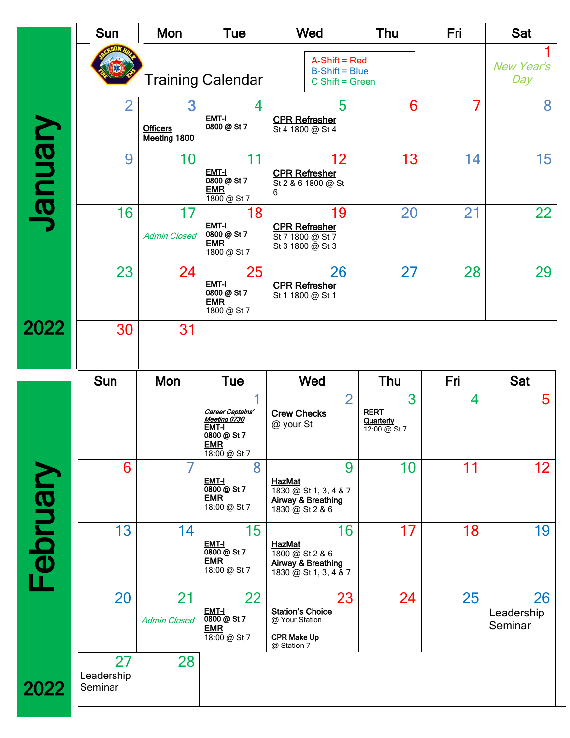# Training Calendar

A-Shift = Red
B-Shift = Blue
C Shift = Green

## January 2022

| Sun | Mon | Tue | Wed | Thu | Fri | Sat |
|---|---|---|---|---|---|---|
| | | | | | | 1 *New Year's Day* |
| 2 | 3 **Officers Meeting 1800** | 4 **EMT-I** 0800 @ St 7 | 5 **CPR Refresher** St 4 1800 @ St 4 | 6 | 7 | 8 |
| 9 | 10 | 11 **EMT-I** 0800 @ St 7 **EMR** 1800 @ St 7 | 12 **CPR Refresher** St 2 & 6 1800 @ St 6 | 13 | 14 | 15 |
| 16 | 17 *Admin Closed* | 18 **EMT-I** 0800 @ St 7 **EMR** 1800 @ St 7 | 19 **CPR Refresher** St 7 1800 @ St 7 St 3 1800 @ St 3 | 20 | 21 | 22 |
| 23 | 24 | 25 **EMT-I** 0800 @ St 7 **EMR** 1800 @ St 7 | 26 **CPR Refresher** St 1 1800 @ St 1 | 27 | 28 | 29 |
| 30 | 31 | | | | | |

## February 2022

| Sun | Mon | Tue | Wed | Thu | Fri | Sat |
|---|---|---|---|---|---|---|
| | | 1 ***Career Captains' Meeting 0730*** **EMT-I** 0800 @ St 7 **EMR** 18:00 @ St 7 | 2 **Crew Checks** @ your St | 3 **RERT Quarterly** 12:00 @ St 7 | 4 | 5 |
| 6 | 7 | 8 **EMT-I** 0800 @ St 7 **EMR** 18:00 @ St 7 | 9 **HazMat** 1830 @ St 1, 3, 4 & 7 **Airway & Breathing** 1830 @ St 2 & 6 | 10 | 11 | 12 |
| 13 | 14 | 15 **EMT-I** 0800 @ St 7 **EMR** 18:00 @ St 7 | 16 **HazMat** 1800 @ St 2 & 6 **Airway & Breathing** 1830 @ St 1, 3, 4 & 7 | 17 | 18 | 19 |
| 20 | 21 *Admin Closed* | 22 **EMT-I** 0800 @ St 7 **EMR** 18:00 @ St 7 | 23 **Station's Choice** @ Your Station **CPR Make Up** @ Station 7 | 24 | 25 | 26 Leadership Seminar |
| 27 Leadership Seminar | 28 | | | | | |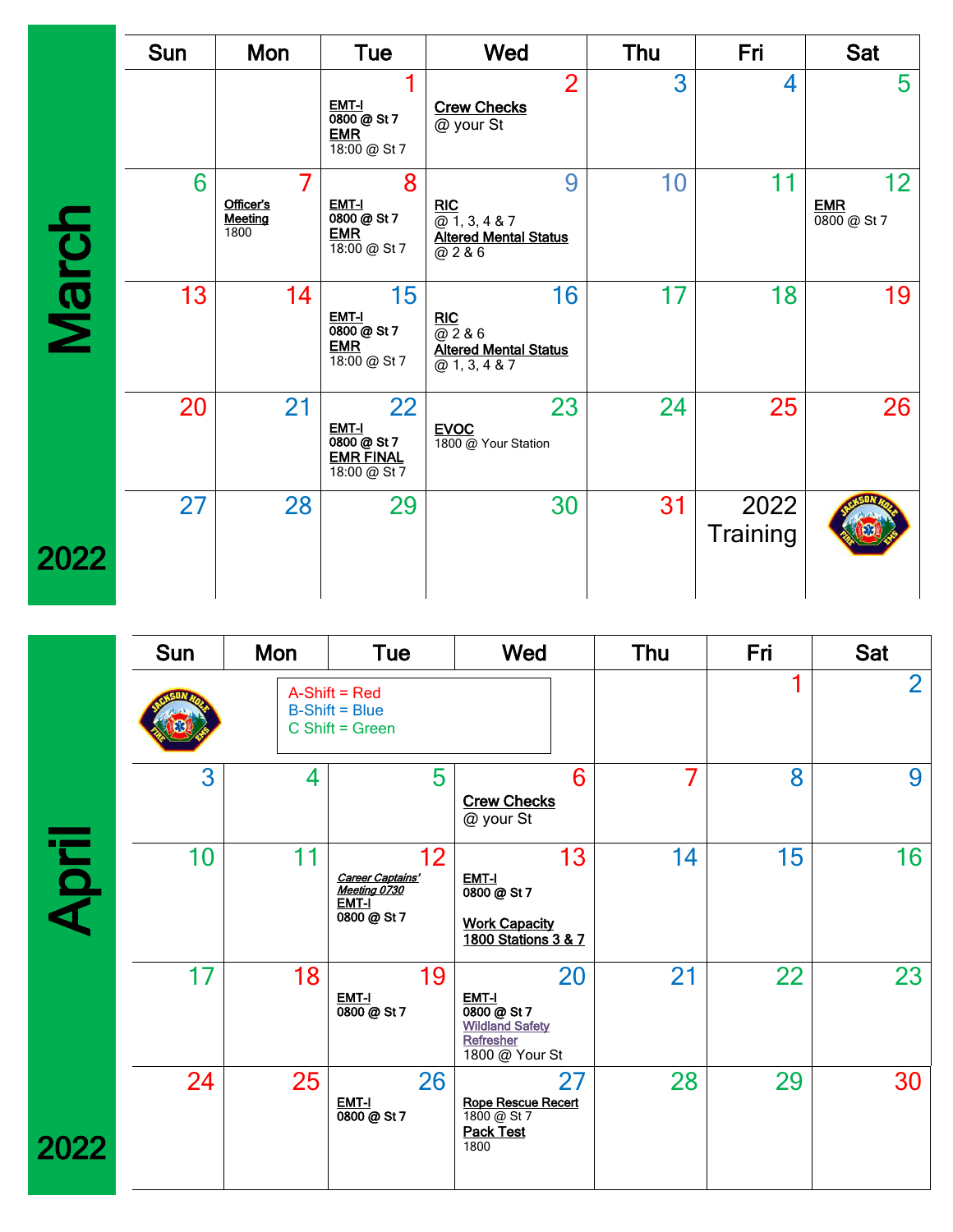## March 2022

| Sun | Mon | Tue | Wed | Thu | Fri | Sat |
|---|---|---|---|---|---|---|
| | | 1 **EMT-I** 0800 @ St 7 **EMR** 18:00 @ St 7 | 2 **Crew Checks** @ your St | 3 | 4 | 5 |
| 6 | 7 **Officer's Meeting** 1800 | 8 **EMT-I** 0800 @ St 7 **EMR** 18:00 @ St 7 | 9 **RIC** @ 1, 3, 4 & 7 **Altered Mental Status** @ 2 & 6 | 10 | 11 | 12 **EMR** 0800 @ St 7 |
| 13 | 14 | 15 **EMT-I** 0800 @ St 7 **EMR** 18:00 @ St 7 | 16 **RIC** @ 2 & 6 **Altered Mental Status** @ 1, 3, 4 & 7 | 17 | 18 | 19 |
| 20 | 21 | 22 **EMT-I** 0800 @ St 7 **EMR FINAL** 18:00 @ St 7 | 23 **EVOC** 1800 @ Your Station | 24 | 25 | 26 |
| 27 | 28 | 29 | 30 | 31 | 2022 Training | |

## April 2022

| Sun | Mon | Tue | Wed | Thu | Fri | Sat |
|---|---|---|---|---|---|---|
| | A-Shift = Red<br>B-Shift = Blue<br>C Shift = Green | | | | 1 | 2 |
| 3 | 4 | 5 | 6 **Crew Checks** @ your St | 7 | 8 | 9 |
| 10 | 11 | 12 ***Career Captains' Meeting 0730*** **EMT-I** 0800 @ St 7 | 13 **EMT-I** 0800 @ St 7 **Work Capacity 1800 Stations 3 & 7** | 14 | 15 | 16 |
| 17 | 18 | 19 **EMT-I** 0800 @ St 7 | 20 **EMT-I** 0800 @ St 7 Wildland Safety Refresher 1800 @ Your St | 21 | 22 | 23 |
| 24 | 25 | 26 **EMT-I** 0800 @ St 7 | 27 **Rope Rescue Recert** 1800 @ St 7 **Pack Test** 1800 | 28 | 29 | 30 |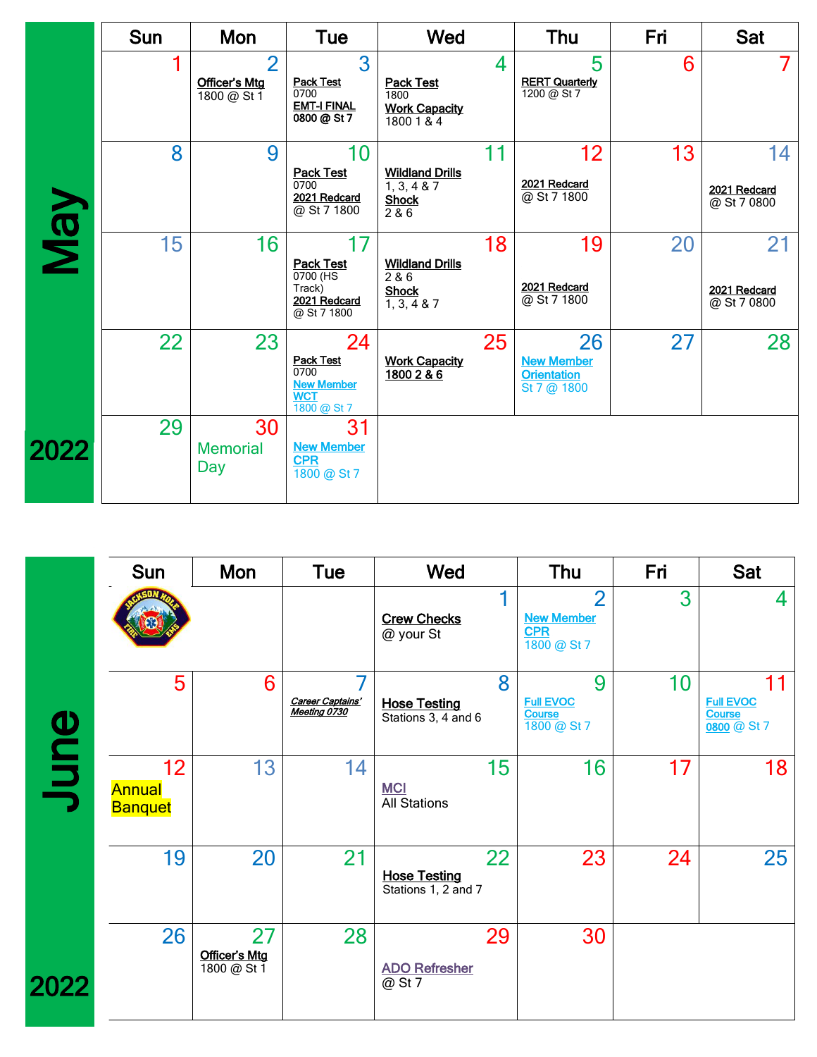# May 2022

| Sun | Mon | Tue | Wed | Thu | Fri | Sat |
|---|---|---|---|---|---|---|
| 1 | 2 **Officer's Mtg** 1800 @ St 1 | 3 **Pack Test** 0700 **EMT-I FINAL 0800 @ St 7** | 4 **Pack Test** 1800 **Work Capacity** 1800 1 & 4 | 5 **RERT Quarterly** 1200 @ St 7 | 6 | 7 |
| 8 | 9 | 10 **Pack Test** 0700 **2021 Redcard** @ St 7 1800 | 11 **Wildland Drills** 1, 3, 4 & 7 **Shock** 2 & 6 | 12 **2021 Redcard** @ St 7 1800 | 13 | 14 **2021 Redcard** @ St 7 0800 |
| 15 | 16 | 17 **Pack Test** 0700 (HS Track) **2021 Redcard** @ St 7 1800 | 18 **Wildland Drills** 2 & 6 **Shock** 1, 3, 4 & 7 | 19 **2021 Redcard** @ St 7 1800 | 20 | 21 **2021 Redcard** @ St 7 0800 |
| 22 | 23 | 24 **Pack Test** 0700 **New Member WCT** 1800 @ St 7 | 25 **Work Capacity 1800 2 & 6** | 26 **New Member Orientation** St 7 @ 1800 | 27 | 28 |
| 29 | 30 Memorial Day | 31 **New Member CPR** 1800 @ St 7 | | | | |

# June 2022

| Sun | Mon | Tue | Wed | Thu | Fri | Sat |
|---|---|---|---|---|---|---|
| | | | 1 **Crew Checks** @ your St | 2 **New Member CPR** 1800 @ St 7 | 3 | 4 |
| 5 | 6 | 7 ***Career Captains' Meeting 0730*** | 8 **Hose Testing** Stations 3, 4 and 6 | 9 **Full EVOC Course** 1800 @ St 7 | 10 | 11 **Full EVOC Course 0800** @ St 7 |
| 12 Annual Banquet | 13 | 14 | 15 **MCI** All Stations | 16 | 17 | 18 |
| 19 | 20 | 21 | 22 **Hose Testing** Stations 1, 2 and 7 | 23 | 24 | 25 |
| 26 | 27 **Officer's Mtg** 1800 @ St 1 | 28 | 29 **ADO Refresher** @ St 7 | 30 | | |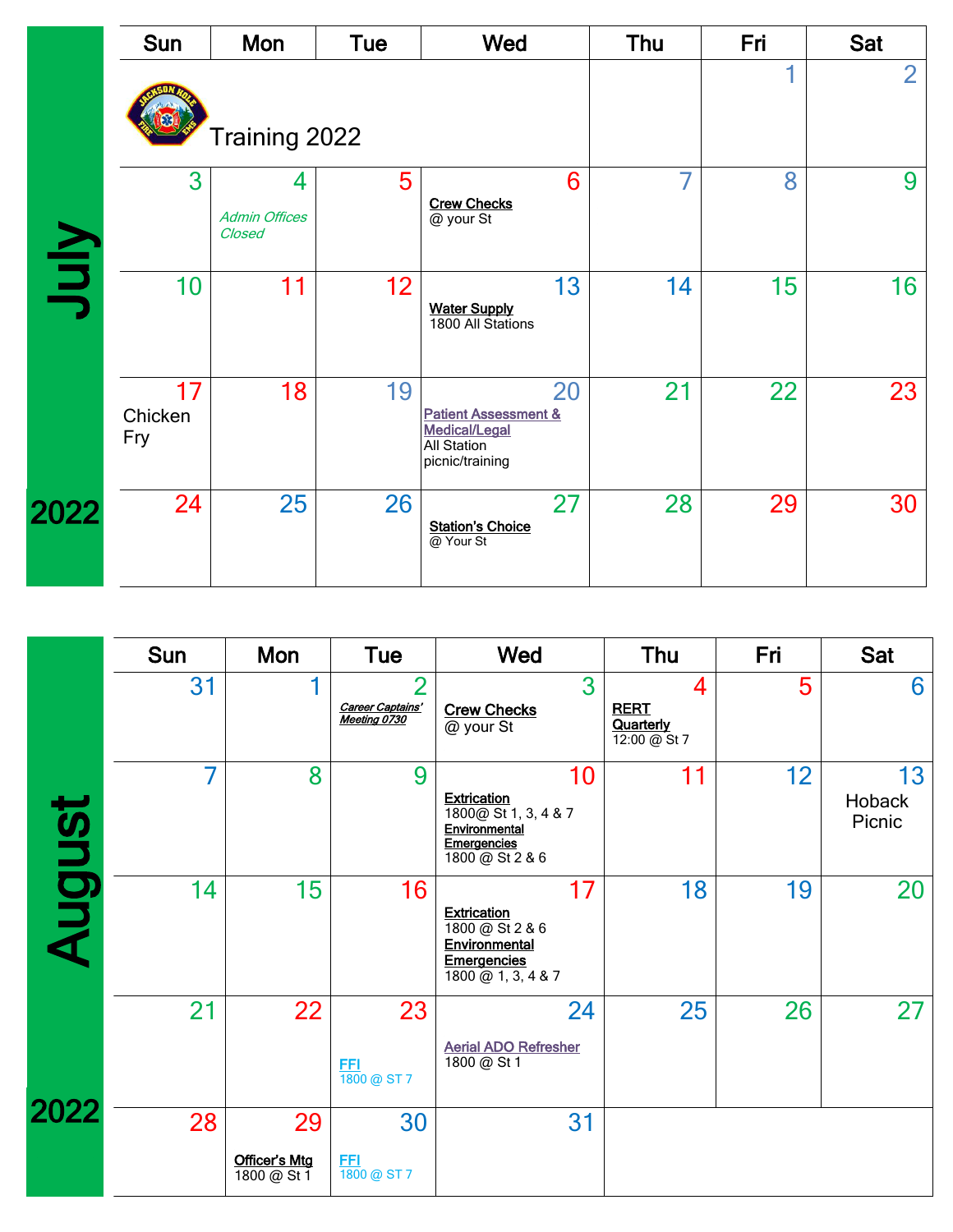# July 2022

Training 2022

| Sun | Mon | Tue | Wed | Thu | Fri | Sat |
|---|---|---|---|---|---|---|
| | | | | | 1 | 2 |
| 3 | 4 *Admin Offices Closed* | 5 | 6 **Crew Checks** @ your St | 7 | 8 | 9 |
| 10 | 11 | 12 | 13 **Water Supply** 1800 All Stations | 14 | 15 | 16 |
| 17 Chicken Fry | 18 | 19 | 20 **Patient Assessment & Medical/Legal** All Station picnic/training | 21 | 22 | 23 |
| 24 | 25 | 26 | 27 **Station's Choice** @ Your St | 28 | 29 | 30 |

# August 2022

| Sun | Mon | Tue | Wed | Thu | Fri | Sat |
|---|---|---|---|---|---|---|
| 31 | 1 | 2 ***Career Captains' Meeting 0730*** | 3 **Crew Checks** @ your St | 4 **RERT Quarterly** 12:00 @ St 7 | 5 | 6 |
| 7 | 8 | 9 | 10 **Extrication** 1800@ St 1, 3, 4 & 7 **Environmental Emergencies** 1800 @ St 2 & 6 | 11 | 12 | 13 Hoback Picnic |
| 14 | 15 | 16 | 17 **Extrication** 1800 @ St 2 & 6 **Environmental Emergencies** 1800 @ 1, 3, 4 & 7 | 18 | 19 | 20 |
| 21 | 22 | 23 **FFI** 1800 @ ST 7 | 24 **Aerial ADO Refresher** 1800 @ St 1 | 25 | 26 | 27 |
| 28 | 29 **Officer's Mtg** 1800 @ St 1 | 30 **FFI** 1800 @ ST 7 | 31 | | | |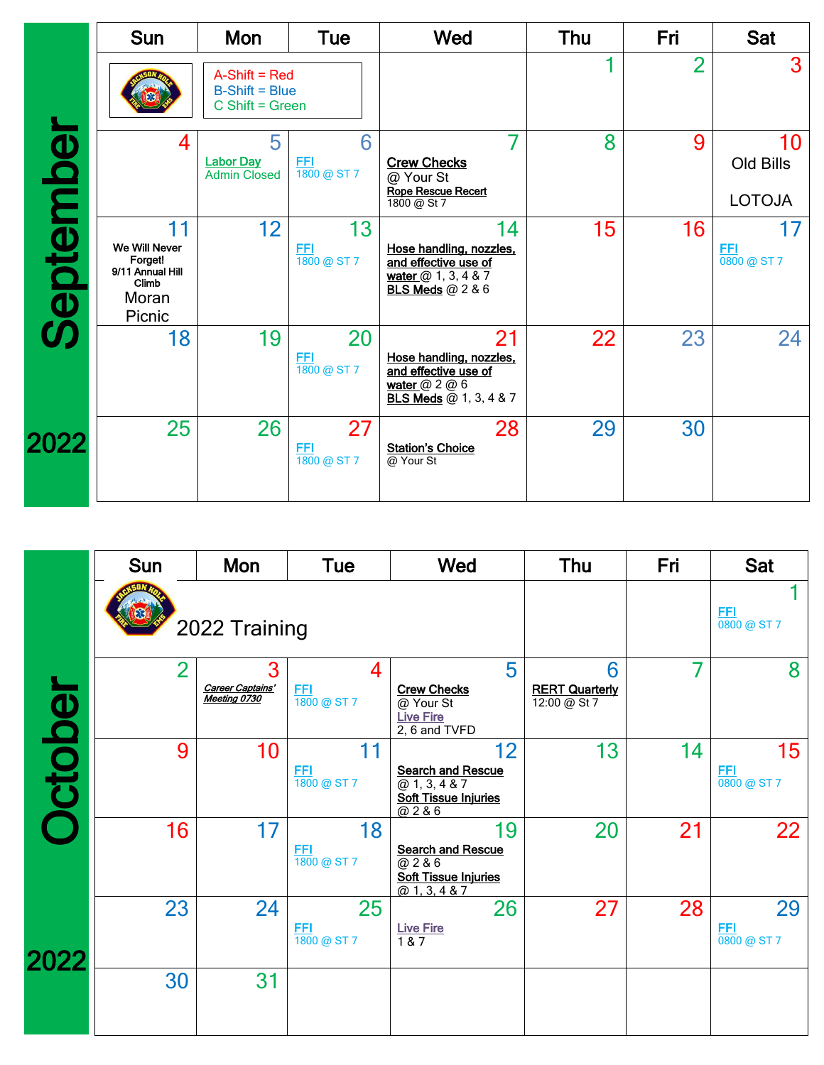# September 2022

| Sun | Mon | Tue | Wed | Thu | Fri | Sat |
|---|---|---|---|---|---|---|
| A-Shift = Red<br>B-Shift = Blue<br>C Shift = Green | | | | 1 | 2 | 3 |
| 4 | 5<br>Labor Day<br>Admin Closed | 6<br>FFI<br>1800 @ ST 7 | 7<br>Crew Checks<br>@ Your St<br>Rope Rescue Recert<br>1800 @ St 7 | 8 | 9 | 10<br>Old Bills<br>LOTOJA |
| 11<br>We Will Never Forget!<br>9/11 Annual Hill Climb<br>Moran Picnic | 12 | 13<br>FFI<br>1800 @ ST 7 | 14<br>Hose handling, nozzles, and effective use of water @ 1, 3, 4 & 7<br>BLS Meds @ 2 & 6 | 15 | 16 | 17<br>FFI<br>0800 @ ST 7 |
| 18 | 19 | 20<br>FFI<br>1800 @ ST 7 | 21<br>Hose handling, nozzles, and effective use of water @ 2 @ 6<br>BLS Meds @ 1, 3, 4 & 7 | 22 | 23 | 24 |
| 25 | 26 | 27<br>FFI<br>1800 @ ST 7 | 28<br>Station's Choice<br>@ Your St | 29 | 30 | |

# October 2022

2022 Training

| Sun | Mon | Tue | Wed | Thu | Fri | Sat |
|---|---|---|---|---|---|---|
| | | | | | | 1<br>FFI<br>0800 @ ST 7 |
| 2 | 3<br>*Career Captains' Meeting 0730* | 4<br>FFI<br>1800 @ ST 7 | 5<br>Crew Checks<br>@ Your St<br>Live Fire<br>2, 6 and TVFD | 6<br>RERT Quarterly<br>12:00 @ St 7 | 7 | 8 |
| 9 | 10 | 11<br>FFI<br>1800 @ ST 7 | 12<br>Search and Rescue<br>@ 1, 3, 4 & 7<br>Soft Tissue Injuries<br>@ 2 & 6 | 13 | 14 | 15<br>FFI<br>0800 @ ST 7 |
| 16 | 17 | 18<br>FFI<br>1800 @ ST 7 | 19<br>Search and Rescue<br>@ 2 & 6<br>Soft Tissue Injuries<br>@ 1, 3, 4 & 7 | 20 | 21 | 22 |
| 23 | 24 | 25<br>FFI<br>1800 @ ST 7 | 26<br>Live Fire<br>1 & 7 | 27 | 28 | 29<br>FFI<br>0800 @ ST 7 |
| 30 | 31 | | | | | |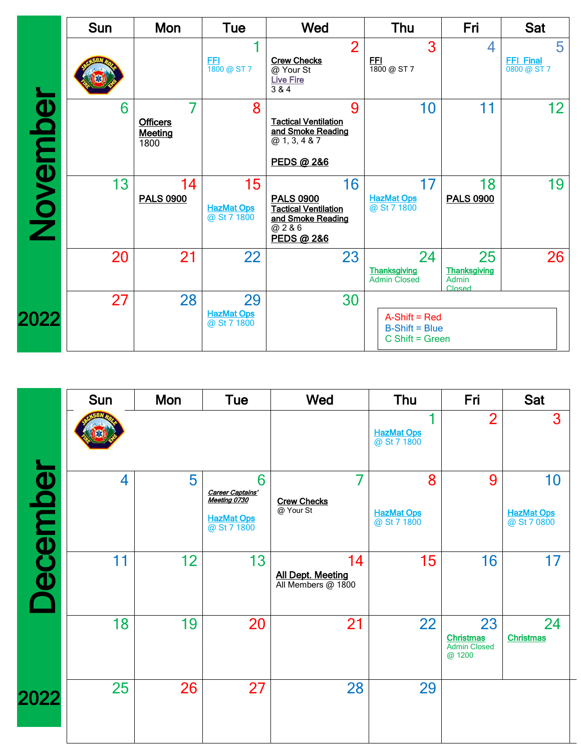# November 2022

| Sun | Mon | Tue | Wed | Thu | Fri | Sat |
|---|---|---|---|---|---|---|
| | | 1 FFI 1800 @ ST 7 | 2 Crew Checks @ Your St Live Fire 3 & 4 | 3 FFI 1800 @ ST 7 | 4 | 5 FFI Final 0800 @ ST 7 |
| 6 | 7 Officers Meeting 1800 | 8 | 9 Tactical Ventilation and Smoke Reading @ 1, 3, 4 & 7 PEDS @ 2&6 | 10 | 11 | 12 |
| 13 | 14 PALS 0900 | 15 HazMat Ops @ St 7 1800 | 16 PALS 0900 Tactical Ventilation and Smoke Reading @ 2 & 6 PEDS @ 2&6 | 17 HazMat Ops @ St 7 1800 | 18 PALS 0900 | 19 |
| 20 | 21 | 22 | 23 | 24 Thanksgiving Admin Closed | 25 Thanksgiving Admin Closed | 26 |
| 27 | 28 | 29 HazMat Ops @ St 7 1800 | 30 | | | |

A-Shift = Red
B-Shift = Blue
C Shift = Green

# December 2022

| Sun | Mon | Tue | Wed | Thu | Fri | Sat |
|---|---|---|---|---|---|---|
| | | | | 1 HazMat Ops @ St 7 1800 | 2 | 3 |
| 4 | 5 | 6 *Career Captains' Meeting 0730* HazMat Ops @ St 7 1800 | 7 Crew Checks @ Your St | 8 HazMat Ops @ St 7 1800 | 9 | 10 HazMat Ops @ St 7 0800 |
| 11 | 12 | 13 | 14 All Dept. Meeting All Members @ 1800 | 15 | 16 | 17 |
| 18 | 19 | 20 | 21 | 22 | 23 Christmas Admin Closed @ 1200 | 24 Christmas |
| 25 | 26 | 27 | 28 | 29 | | |